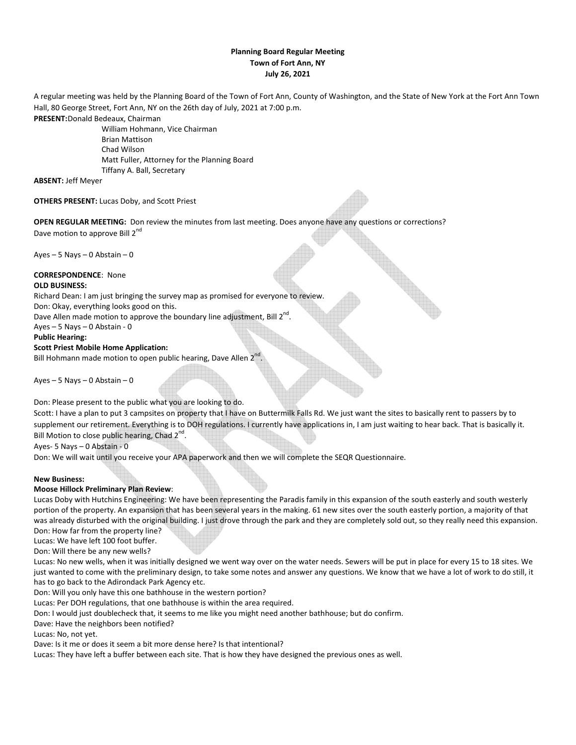**Planning Board Regular Meeting**
**Town of Fort Ann, NY**
**July 26, 2021**

A regular meeting was held by the Planning Board of the Town of Fort Ann, County of Washington, and the State of New York at the Fort Ann Town Hall, 80 George Street, Fort Ann, NY on the 26th day of July, 2021 at 7:00 p.m.

**PRESENT:** Donald Bedeaux, Chairman
William Hohmann, Vice Chairman
Brian Mattison
Chad Wilson
Matt Fuller, Attorney for the Planning Board
Tiffany A. Ball, Secretary

**ABSENT:** Jeff Meyer

**OTHERS PRESENT:** Lucas Doby, and Scott Priest

**OPEN REGULAR MEETING:** Don review the minutes from last meeting. Does anyone have any questions or corrections?
Dave motion to approve Bill 2nd

Ayes – 5 Nays – 0 Abstain – 0

**CORRESPONDENCE**: None

**OLD BUSINESS:**

Richard Dean: I am just bringing the survey map as promised for everyone to review.
Don: Okay, everything looks good on this.
Dave Allen made motion to approve the boundary line adjustment, Bill 2nd.
Ayes – 5 Nays – 0 Abstain - 0

**Public Hearing:**

**Scott Priest Mobile Home Application:**

Bill Hohmann made motion to open public hearing, Dave Allen 2nd.

Ayes – 5 Nays – 0 Abstain – 0

Don: Please present to the public what you are looking to do.
Scott: I have a plan to put 3 campsites on property that I have on Buttermilk Falls Rd. We just want the sites to basically rent to passers by to supplement our retirement. Everything is to DOH regulations. I currently have applications in, I am just waiting to hear back. That is basically it.
Bill Motion to close public hearing, Chad 2nd.
Ayes- 5 Nays – 0 Abstain - 0
Don: We will wait until you receive your APA paperwork and then we will complete the SEQR Questionnaire.

**New Business:**

**Moose Hillock Preliminary Plan Review**:

Lucas Doby with Hutchins Engineering: We have been representing the Paradis family in this expansion of the south easterly and south westerly portion of the property. An expansion that has been several years in the making. 61 new sites over the south easterly portion, a majority of that was already disturbed with the original building. I just drove through the park and they are completely sold out, so they really need this expansion.
Don: How far from the property line?
Lucas: We have left 100 foot buffer.
Don: Will there be any new wells?
Lucas: No new wells, when it was initially designed we went way over on the water needs. Sewers will be put in place for every 15 to 18 sites. We just wanted to come with the preliminary design, to take some notes and answer any questions. We know that we have a lot of work to do still, it has to go back to the Adirondack Park Agency etc.
Don: Will you only have this one bathhouse in the western portion?
Lucas: Per DOH regulations, that one bathhouse is within the area required.
Don: I would just doublecheck that, it seems to me like you might need another bathhouse; but do confirm.
Dave: Have the neighbors been notified?
Lucas: No, not yet.
Dave: Is it me or does it seem a bit more dense here? Is that intentional?
Lucas: They have left a buffer between each site. That is how they have designed the previous ones as well.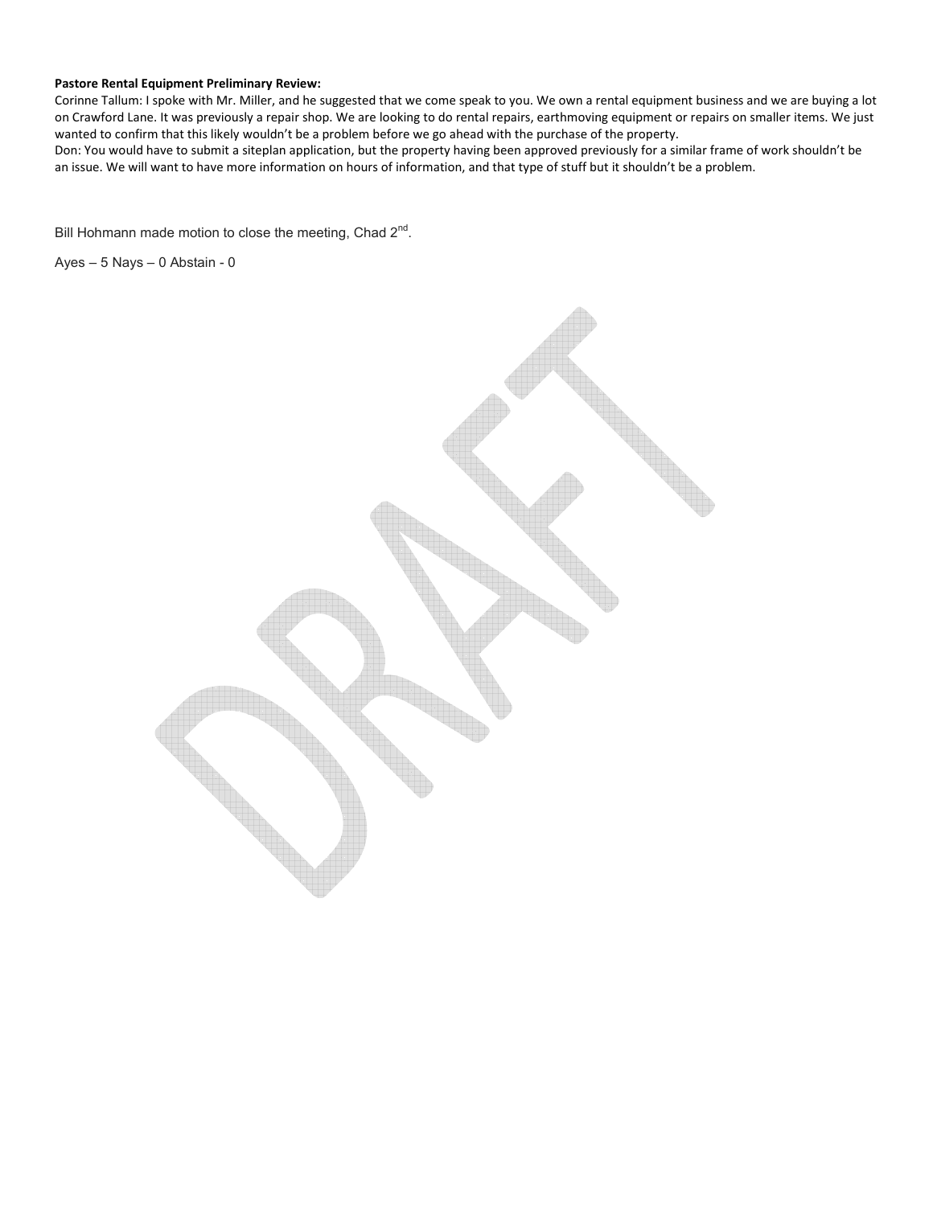**Pastore Rental Equipment Preliminary Review:**

Corinne Tallum: I spoke with Mr. Miller, and he suggested that we come speak to you. We own a rental equipment business and we are buying a lot on Crawford Lane. It was previously a repair shop. We are looking to do rental repairs, earthmoving equipment or repairs on smaller items. We just wanted to confirm that this likely wouldn't be a problem before we go ahead with the purchase of the property.

Don: You would have to submit a siteplan application, but the property having been approved previously for a similar frame of work shouldn't be an issue. We will want to have more information on hours of information, and that type of stuff but it shouldn't be a problem.

Bill Hohmann made motion to close the meeting, Chad 2nd.

Ayes – 5 Nays – 0 Abstain - 0